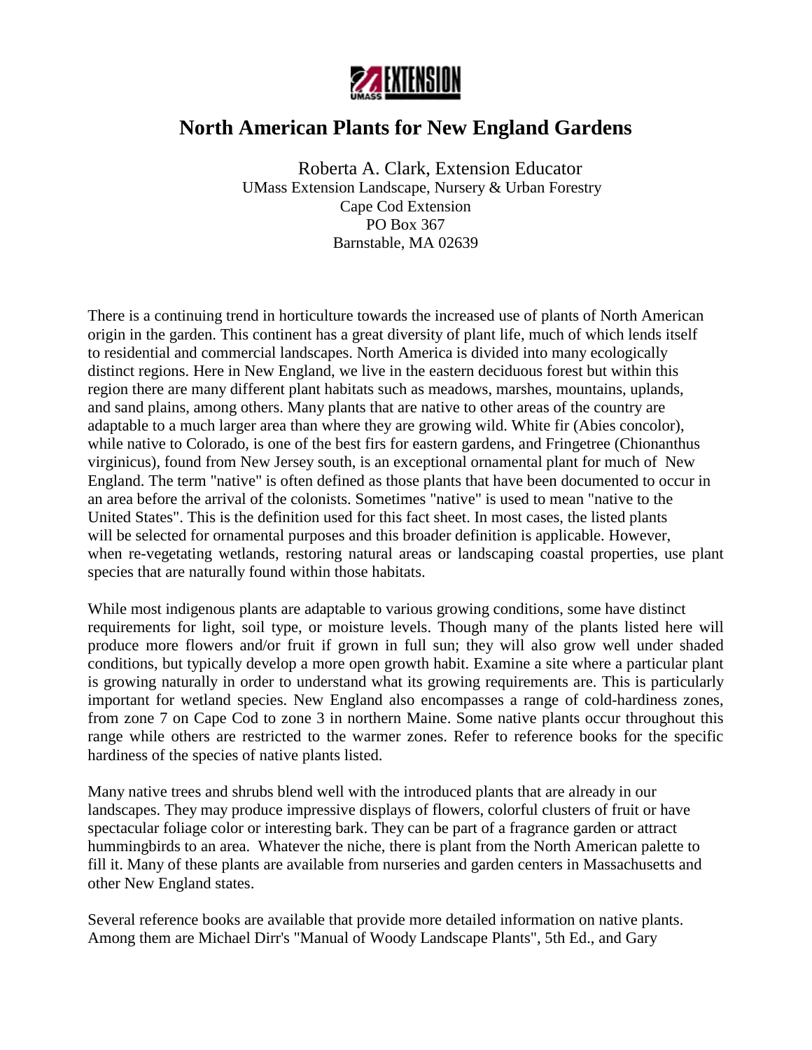UMASS EXTENSION

# North American Plants for New England Gardens

Roberta A. Clark, Extension Educator
UMass Extension Landscape, Nursery & Urban Forestry
Cape Cod Extension
PO Box 367
Barnstable, MA 02639

There is a continuing trend in horticulture towards the increased use of plants of North American origin in the garden. This continent has a great diversity of plant life, much of which lends itself to residential and commercial landscapes. North America is divided into many ecologically distinct regions. Here in New England, we live in the eastern deciduous forest but within this region there are many different plant habitats such as meadows, marshes, mountains, uplands, and sand plains, among others. Many plants that are native to other areas of the country are adaptable to a much larger area than where they are growing wild. White fir (Abies concolor), while native to Colorado, is one of the best firs for eastern gardens, and Fringetree (Chionanthus virginicus), found from New Jersey south, is an exceptional ornamental plant for much of New England. The term "native" is often defined as those plants that have been documented to occur in an area before the arrival of the colonists. Sometimes "native" is used to mean "native to the United States". This is the definition used for this fact sheet. In most cases, the listed plants will be selected for ornamental purposes and this broader definition is applicable. However, when re-vegetating wetlands, restoring natural areas or landscaping coastal properties, use plant species that are naturally found within those habitats.

While most indigenous plants are adaptable to various growing conditions, some have distinct requirements for light, soil type, or moisture levels. Though many of the plants listed here will produce more flowers and/or fruit if grown in full sun; they will also grow well under shaded conditions, but typically develop a more open growth habit. Examine a site where a particular plant is growing naturally in order to understand what its growing requirements are. This is particularly important for wetland species. New England also encompasses a range of cold-hardiness zones, from zone 7 on Cape Cod to zone 3 in northern Maine. Some native plants occur throughout this range while others are restricted to the warmer zones. Refer to reference books for the specific hardiness of the species of native plants listed.

Many native trees and shrubs blend well with the introduced plants that are already in our landscapes. They may produce impressive displays of flowers, colorful clusters of fruit or have spectacular foliage color or interesting bark. They can be part of a fragrance garden or attract hummingbirds to an area. Whatever the niche, there is plant from the North American palette to fill it. Many of these plants are available from nurseries and garden centers in Massachusetts and other New England states.

Several reference books are available that provide more detailed information on native plants. Among them are Michael Dirr's "Manual of Woody Landscape Plants", 5th Ed., and Gary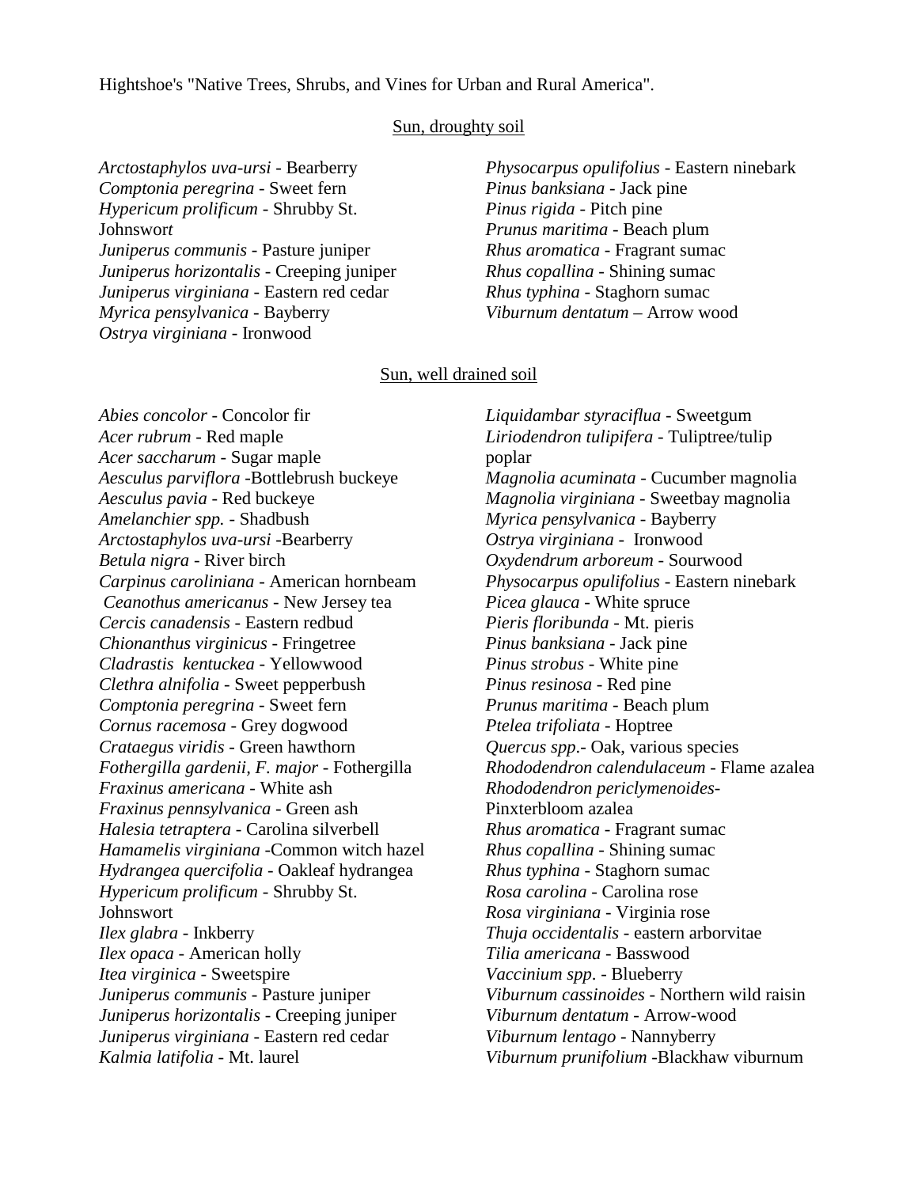Hightshoe's "Native Trees, Shrubs, and Vines for Urban and Rural America".

## Sun, droughty soil

*Arctostaphylos uva-ursi* - Bearberry
*Comptonia peregrina* - Sweet fern
*Hypericum prolificum* - Shrubby St. Johnswort
*Juniperus communis* - Pasture juniper
*Juniperus horizontalis* - Creeping juniper
*Juniperus virginiana* - Eastern red cedar
*Myrica pensylvanica* - Bayberry
*Ostrya virginiana* - Ironwood
*Physocarpus opulifolius* - Eastern ninebark
*Pinus banksiana* - Jack pine
*Pinus rigida* - Pitch pine
*Prunus maritima* - Beach plum
*Rhus aromatica* - Fragrant sumac
*Rhus copallina* - Shining sumac
*Rhus typhina* - Staghorn sumac
*Viburnum dentatum* – Arrow wood

## Sun, well drained soil

*Abies concolor* - Concolor fir
*Acer rubrum* - Red maple
*Acer saccharum* - Sugar maple
*Aesculus parviflora* -Bottlebrush buckeye
*Aesculus pavia* - Red buckeye
*Amelanchier spp.* - Shadbush
*Arctostaphylos uva-ursi* -Bearberry
*Betula nigra* - River birch
*Carpinus caroliniana* - American hornbeam
*Ceanothus americanus* - New Jersey tea
*Cercis canadensis* - Eastern redbud
*Chionanthus virginicus* - Fringetree
*Cladrastis kentuckea* - Yellowwood
*Clethra alnifolia* - Sweet pepperbush
*Comptonia peregrina* - Sweet fern
*Cornus racemosa* - Grey dogwood
*Crataegus viridis* - Green hawthorn
*Fothergilla gardenii*, *F. major* - Fothergilla
*Fraxinus americana* - White ash
*Fraxinus pennsylvanica* - Green ash
*Halesia tetraptera* - Carolina silverbell
*Hamamelis virginiana* -Common witch hazel
*Hydrangea quercifolia* - Oakleaf hydrangea
*Hypericum prolificum* - Shrubby St. Johnswort
*Ilex glabra* - Inkberry
*Ilex opaca* - American holly
*Itea virginica* - Sweetspire
*Juniperus communis* - Pasture juniper
*Juniperus horizontalis* - Creeping juniper
*Juniperus virginiana* - Eastern red cedar
*Kalmia latifolia* - Mt. laurel
*Liquidambar styraciflua* - Sweetgum
*Liriodendron tulipifera* - Tuliptree/tulip poplar
*Magnolia acuminata* - Cucumber magnolia
*Magnolia virginiana* - Sweetbay magnolia
*Myrica pensylvanica* - Bayberry
*Ostrya virginiana* - Ironwood
*Oxydendrum arboreum* - Sourwood
*Physocarpus opulifolius* - Eastern ninebark
*Picea glauca* - White spruce
*Pieris floribunda* - Mt. pieris
*Pinus banksiana* - Jack pine
*Pinus strobus* - White pine
*Pinus resinosa* - Red pine
*Prunus maritima* - Beach plum
*Ptelea trifoliata* - Hoptree
*Quercus spp.*- Oak, various species
*Rhododendron calendulaceum* - Flame azalea
*Rhododendron periclymenoides*- Pinxterbloom azalea
*Rhus aromatica* - Fragrant sumac
*Rhus copallina* - Shining sumac
*Rhus typhina* - Staghorn sumac
*Rosa carolina* - Carolina rose
*Rosa virginiana* - Virginia rose
*Thuja occidentalis* - eastern arborvitae
*Tilia americana* - Basswood
*Vaccinium spp*. - Blueberry
*Viburnum cassinoides* - Northern wild raisin
*Viburnum dentatum* - Arrow-wood
*Viburnum lentago* - Nannyberry
*Viburnum prunifolium* -Blackhaw viburnum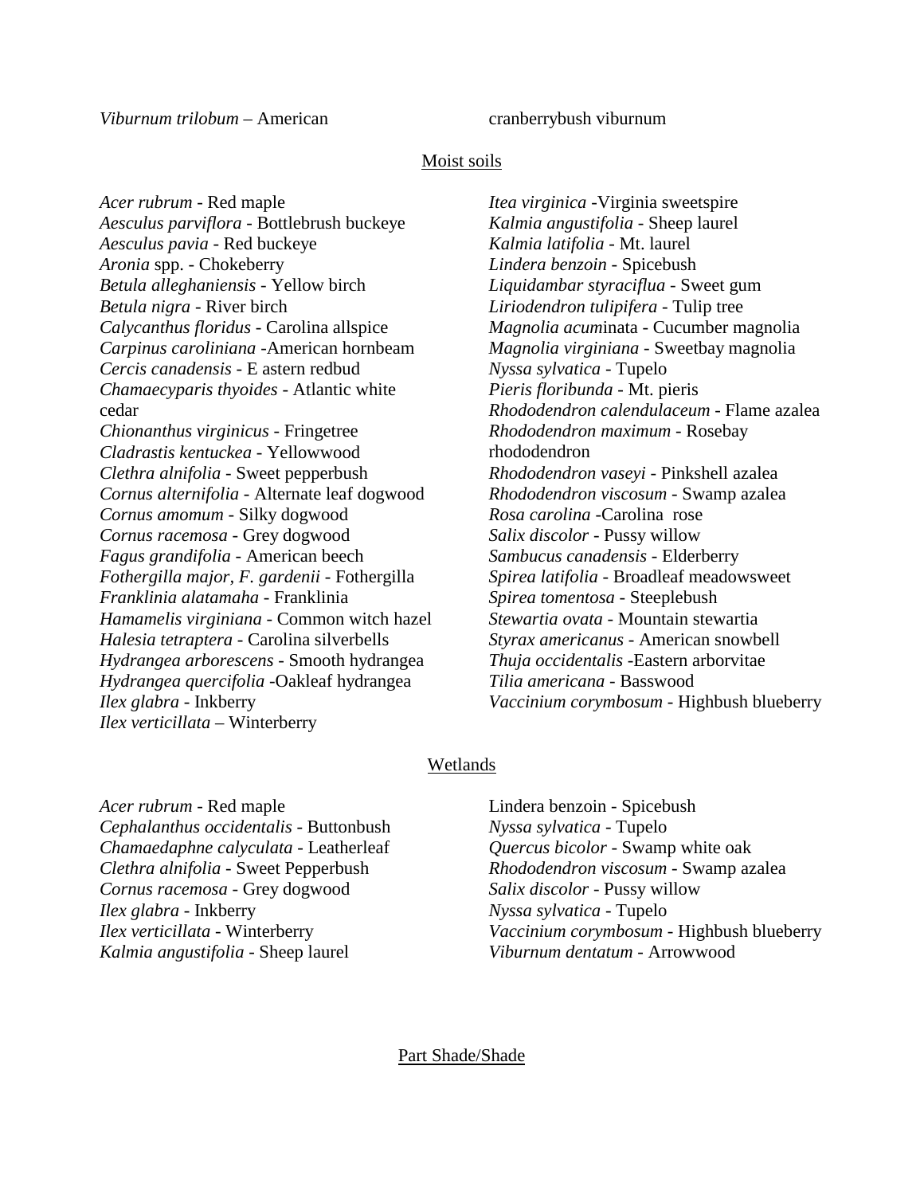*Viburnum trilobum* – American cranberrybush viburnum

## Moist soils

*Acer rubrum* - Red maple
*Aesculus parviflora* - Bottlebrush buckeye
*Aesculus pavia* - Red buckeye
*Aronia* spp. - Chokeberry
*Betula alleghaniensis* - Yellow birch
*Betula nigra* - River birch
*Calycanthus floridus* - Carolina allspice
*Carpinus caroliniana* -American hornbeam
*Cercis canadensis* - E astern redbud
*Chamaecyparis thyoides* - Atlantic white cedar
*Chionanthus virginicus* - Fringetree
*Cladrastis kentuckea* - Yellowwood
*Clethra alnifolia* - Sweet pepperbush
*Cornus alternifolia* - Alternate leaf dogwood
*Cornus amomum* - Silky dogwood
*Cornus racemosa* - Grey dogwood
*Fagus grandifolia* - American beech
*Fothergilla major, F. gardenii* - Fothergilla
*Franklinia alatamaha* - Franklinia
*Hamamelis virginiana* - Common witch hazel
*Halesia tetraptera* - Carolina silverbells
*Hydrangea arborescens* - Smooth hydrangea
*Hydrangea quercifolia* -Oakleaf hydrangea
*Ilex glabra* - Inkberry
*Ilex verticillata* – Winterberry
*Itea virginica* -Virginia sweetspire
*Kalmia angustifolia* - Sheep laurel
*Kalmia latifolia* - Mt. laurel
*Lindera benzoin* - Spicebush
*Liquidambar styraciflua* - Sweet gum
*Liriodendron tulipifera* - Tulip tree
*Magnolia acum*inata - Cucumber magnolia
*Magnolia virginiana* - Sweetbay magnolia
*Nyssa sylvatica* - Tupelo
*Pieris floribunda* - Mt. pieris
*Rhododendron calendulaceum* - Flame azalea
*Rhododendron maximum* - Rosebay rhododendron
*Rhododendron vaseyi* - Pinkshell azalea
*Rhododendron viscosum* - Swamp azalea
*Rosa carolina* -Carolina rose
*Salix discolor* - Pussy willow
*Sambucus canadensis* - Elderberry
*Spirea latifolia* - Broadleaf meadowsweet
*Spirea tomentosa* - Steeplebush
*Stewartia ovata* - Mountain stewartia
*Styrax americanus* - American snowbell
*Thuja occidentalis* -Eastern arborvitae
*Tilia americana* - Basswood
*Vaccinium corymbosum* - Highbush blueberry

## Wetlands

*Acer rubrum* - Red maple
*Cephalanthus occidentalis* - Buttonbush
*Chamaedaphne calyculata* - Leatherleaf
*Clethra alnifolia* - Sweet Pepperbush
*Cornus racemosa* - Grey dogwood
*Ilex glabra* - Inkberry
*Ilex verticillata* - Winterberry
*Kalmia angustifolia* - Sheep laurel
Lindera benzoin - Spicebush
*Nyssa sylvatica* - Tupelo
*Quercus bicolor* - Swamp white oak
*Rhododendron viscosum* - Swamp azalea
*Salix discolor* - Pussy willow
*Nyssa sylvatica* - Tupelo
*Vaccinium corymbosum* - Highbush blueberry
*Viburnum dentatum* - Arrowwood

## Part Shade/Shade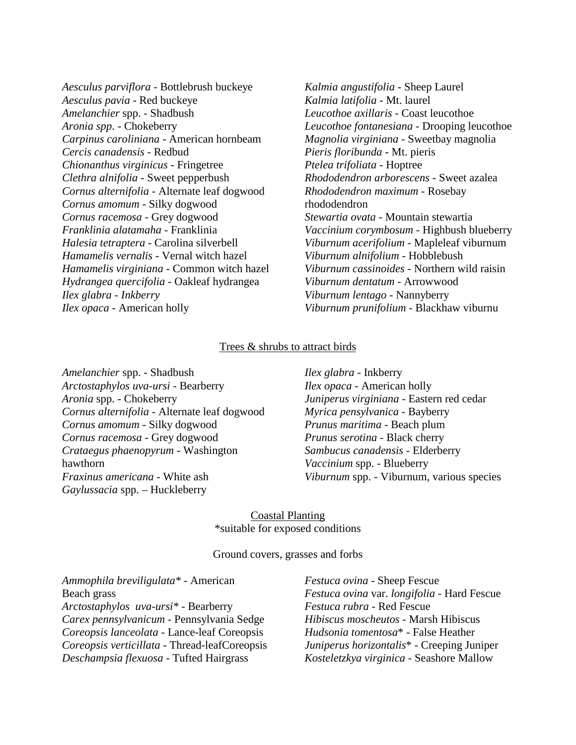*Aesculus parviflora* - Bottlebrush buckeye
*Aesculus pavia* - Red buckeye
*Amelanchier* spp. - Shadbush
*Aronia spp.* - Chokeberry
*Carpinus caroliniana* - American hornbeam
*Cercis canadensis* - Redbud
*Chionanthus virginicus* - Fringetree
*Clethra alnifolia* - Sweet pepperbush
*Cornus alternifolia* - Alternate leaf dogwood
*Cornus amomum* - Silky dogwood
*Cornus racemosa* - Grey dogwood
*Franklinia alatamaha* - Franklinia
*Halesia tetraptera* - Carolina silverbell
*Hamamelis vernalis* - Vernal witch hazel
*Hamamelis virginiana* - Common witch hazel
*Hydrangea quercifolia* - Oakleaf hydrangea
*Ilex glabra - Inkberry*
*Ilex opaca* - American holly
*Kalmia angustifolia* - Sheep Laurel
*Kalmia latifolia* - Mt. laurel
*Leucothoe axillaris* - Coast leucothoe
*Leucothoe fontanesiana* - Drooping leucothoe
*Magnolia virginiana* - Sweetbay magnolia
*Pieris floribunda* - Mt. pieris
*Ptelea trifoliata* - Hoptree
*Rhododendron arborescens* - Sweet azalea
*Rhododendron maximum* - Rosebay rhododendron
*Stewartia ovata* - Mountain stewartia
*Vaccinium corymbosum* - Highbush blueberry
*Viburnum acerifolium* - Mapleleaf viburnum
*Viburnum alnifolium* - Hobblebush
*Viburnum cassinoides* - Northern wild raisin
*Viburnum dentatum* - Arrowwood
*Viburnum lentago* - Nannyberry
*Viburnum prunifolium* - Blackhaw viburnu

## Trees & shrubs to attract birds

*Amelanchier* spp. - Shadbush
*Arctostaphylos uva-ursi* - Bearberry
*Aronia* spp. - Chokeberry
*Cornus alternifolia* - Alternate leaf dogwood
*Cornus amomum* - Silky dogwood
*Cornus racemosa* - Grey dogwood
*Crataegus phaenopyrum* - Washington hawthorn
*Fraxinus americana* - White ash
*Gaylussacia* spp. – Huckleberry
*Ilex glabra* - Inkberry
*Ilex opaca* - American holly
*Juniperus virginiana* - Eastern red cedar
*Myrica pensylvanica* - Bayberry
*Prunus maritima* - Beach plum
*Prunus serotina* - Black cherry
*Sambucus canadensis* - Elderberry
*Vaccinium* spp. - Blueberry
*Viburnum* spp. - Viburnum, various species

## Coastal Planting

*suitable for exposed conditions

### Ground covers, grasses and forbs

*Ammophila breviligulata** - American Beach grass
*Arctostaphylos uva-ursi** - Bearberry
*Carex pennsylvanicum* - Pennsylvania Sedge
*Coreopsis lanceolata* - Lance-leaf Coreopsis
*Coreopsis verticillata* - Thread-leafCoreopsis
*Deschampsia flexuosa* - Tufted Hairgrass
*Festuca ovina* - Sheep Fescue
*Festuca ovina* var. *longifolia* - Hard Fescue
*Festuca rubra* - Red Fescue
*Hibiscus moscheutos* - Marsh Hibiscus
*Hudsonia tomentosa** - False Heather
*Juniperus horizontalis** - Creeping Juniper
*Kosteletzkya virginica* - Seashore Mallow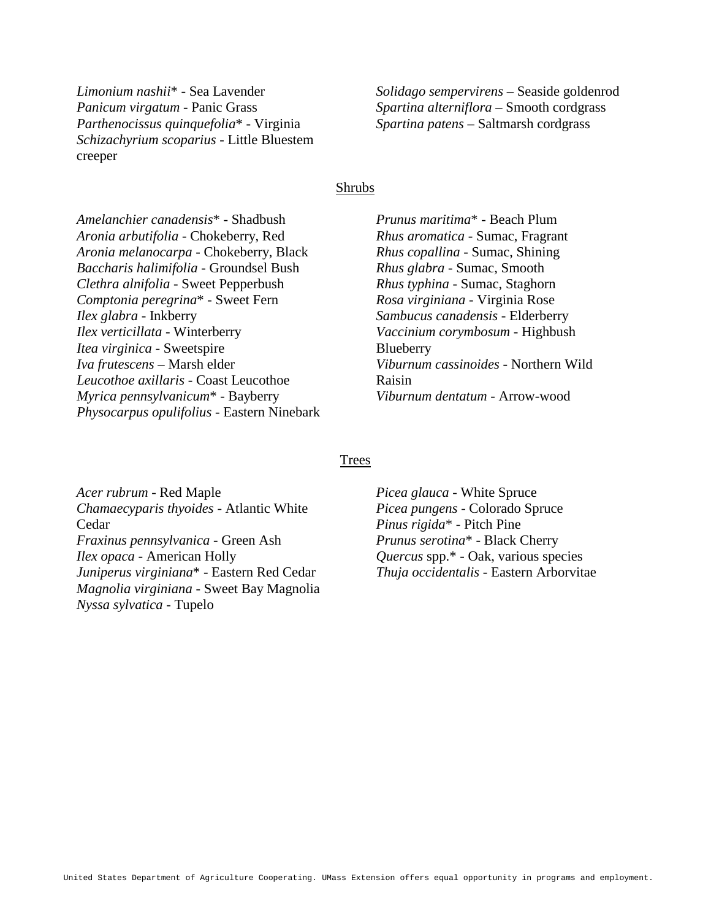_Limonium nashii_* - Sea Lavender
_Panicum virgatum_ - Panic Grass
_Parthenocissus quinquefolia_* - Virginia
_Schizachyrium scoparius_ - Little Bluestem
creeper
_Solidago sempervirens_ – Seaside goldenrod
_Spartina alterniflora_ – Smooth cordgrass
_Spartina patens_ – Saltmarsh cordgrass

## Shrubs

_Amelanchier canadensis_* - Shadbush
_Aronia arbutifolia_ - Chokeberry, Red
_Aronia melanocarpa_ - Chokeberry, Black
_Baccharis halimifolia_ - Groundsel Bush
_Clethra alnifolia_ - Sweet Pepperbush
_Comptonia peregrina_* - Sweet Fern
_Ilex glabra_ - Inkberry
_Ilex verticillata_ - Winterberry
_Itea virginica_ - Sweetspire
_Iva frutescens_ – Marsh elder
_Leucothoe axillaris_ - Coast Leucothoe
_Myrica pennsylvanicum_* - Bayberry
_Physocarpus opulifolius_ - Eastern Ninebark
_Prunus maritima_* - Beach Plum
_Rhus aromatica_ - Sumac, Fragrant
_Rhus copallina_ - Sumac, Shining
_Rhus glabra_ - Sumac, Smooth
_Rhus typhina_ - Sumac, Staghorn
_Rosa virginiana_ - Virginia Rose
_Sambucus canadensis_ - Elderberry
_Vaccinium corymbosum_ - Highbush Blueberry
_Viburnum cassinoides_ - Northern Wild Raisin
_Viburnum dentatum_ - Arrow-wood

## Trees

_Acer rubrum_ - Red Maple
_Chamaecyparis thyoides_ - Atlantic White Cedar
_Fraxinus pennsylvanica_ - Green Ash
_Ilex opaca_ - American Holly
_Juniperus virginiana_* - Eastern Red Cedar
_Magnolia virginiana_ - Sweet Bay Magnolia
_Nyssa sylvatica_ - Tupelo
_Picea glauca_ - White Spruce
_Picea pungens_ - Colorado Spruce
_Pinus rigida_* - Pitch Pine
_Prunus serotina_* - Black Cherry
_Quercus_ spp.* - Oak, various species
_Thuja occidentalis_ - Eastern Arborvitae